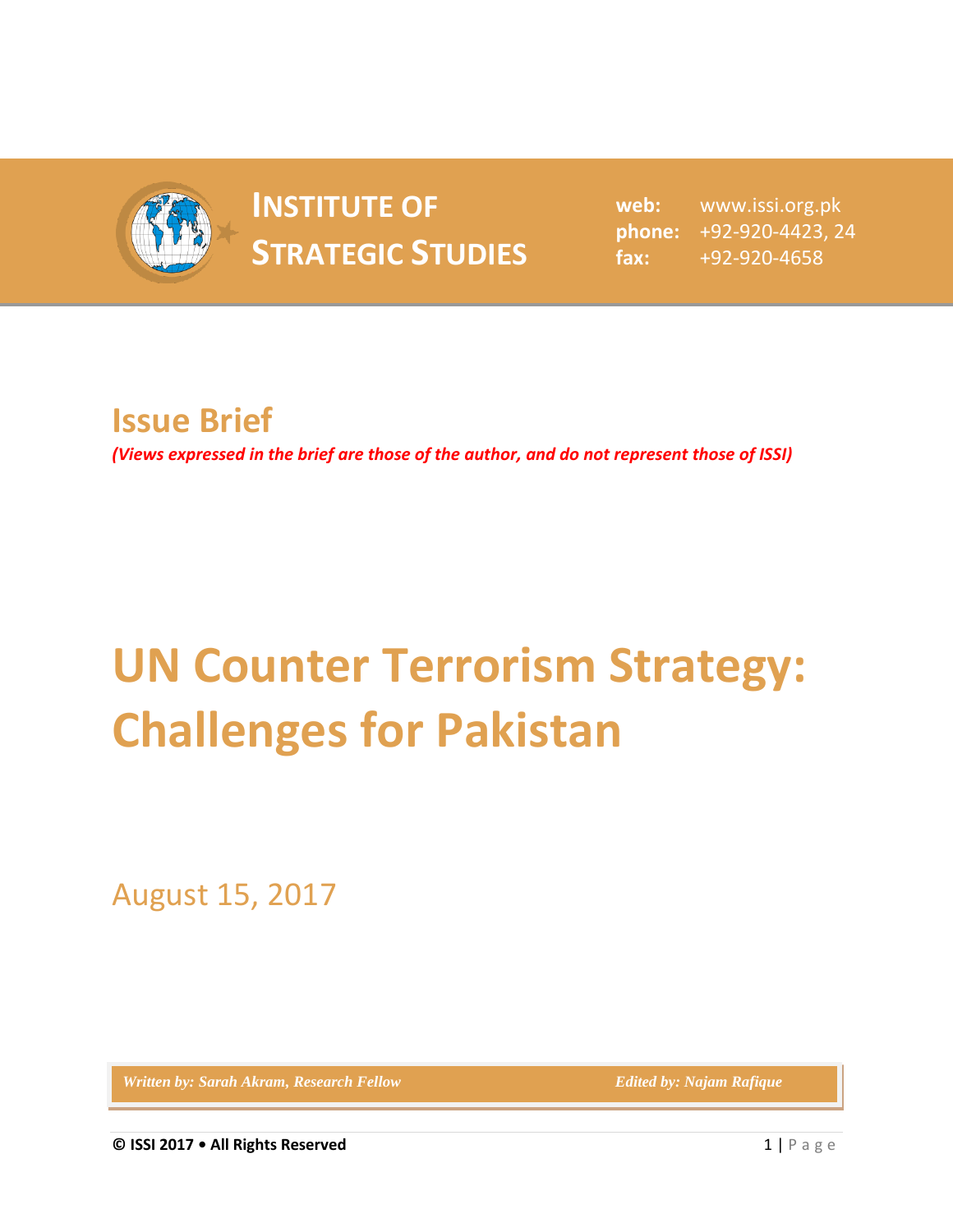# INSTITUTE OF STRATEGIC STUDIES

**web:** www.issi.org.pk
**phone:** +92-920-4423, 24
**fax:** +92-920-4658

## Issue Brief

***(Views expressed in the brief are those of the author, and do not represent those of ISSI)***

# UN Counter Terrorism Strategy: Challenges for Pakistan

August 15, 2017

*Written by: Sarah Akram, Research Fellow* — *Edited by: Najam Rafique*

**© ISSI 2017 • All Rights Reserved**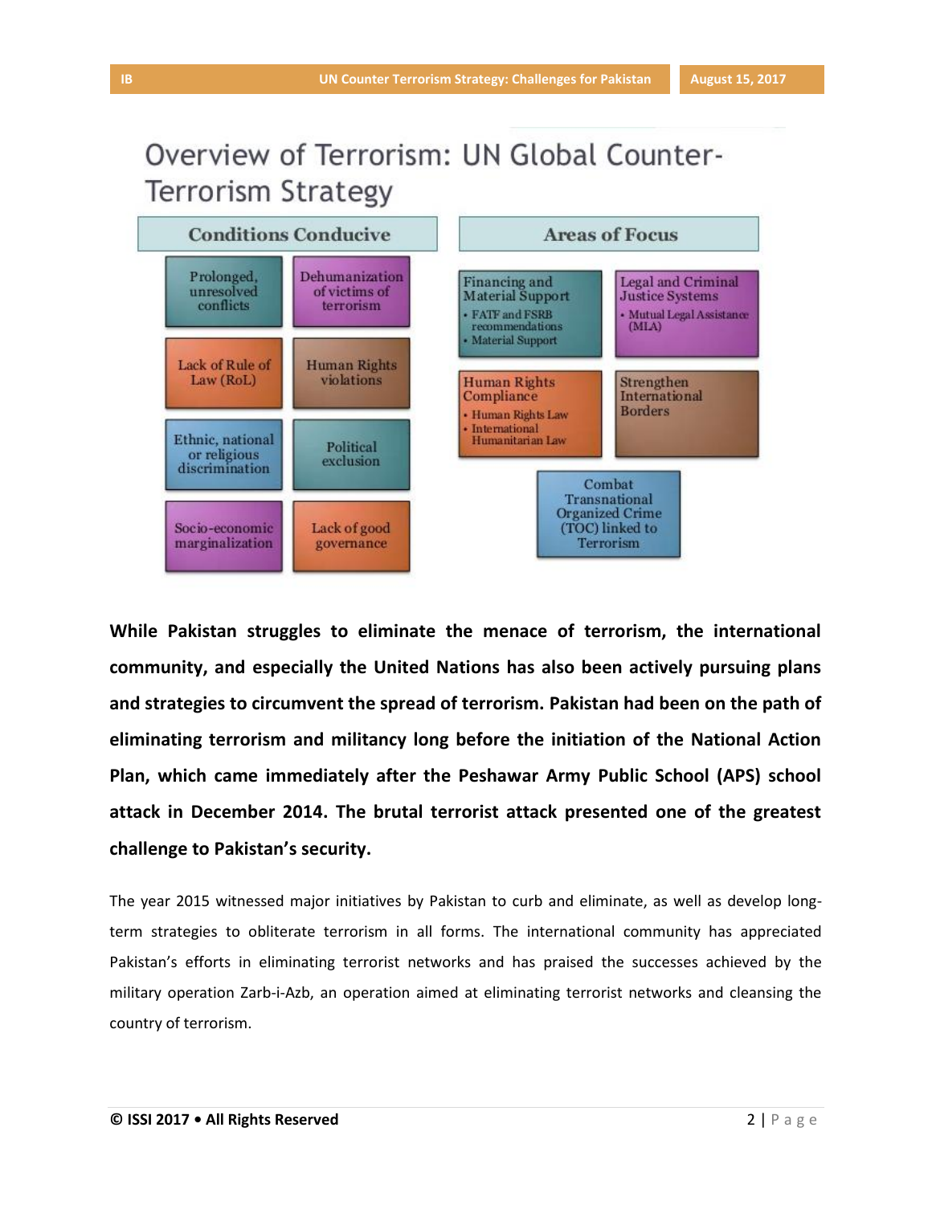## Overview of Terrorism: UN Global Counter-Terrorism Strategy

**Conditions Conducive**

- Prolonged, unresolved conflicts
- Dehumanization of victims of terrorism
- Lack of Rule of Law (RoL)
- Human Rights violations
- Ethnic, national or religious discrimination
- Political exclusion
- Socio-economic marginalization
- Lack of good governance

**Areas of Focus**

- Financing and Material Support
  - FATF and FSRB recommendations
  - Material Support
- Legal and Criminal Justice Systems
  - Mutual Legal Assistance (MLA)
- Human Rights Compliance
  - Human Rights Law
  - International Humanitarian Law
- Strengthen International Borders
- Combat Transnational Organized Crime (TOC) linked to Terrorism

**While Pakistan struggles to eliminate the menace of terrorism, the international community, and especially the United Nations has also been actively pursuing plans and strategies to circumvent the spread of terrorism. Pakistan had been on the path of eliminating terrorism and militancy long before the initiation of the National Action Plan, which came immediately after the Peshawar Army Public School (APS) school attack in December 2014. The brutal terrorist attack presented one of the greatest challenge to Pakistan's security.**

The year 2015 witnessed major initiatives by Pakistan to curb and eliminate, as well as develop long-term strategies to obliterate terrorism in all forms. The international community has appreciated Pakistan's efforts in eliminating terrorist networks and has praised the successes achieved by the military operation Zarb-i-Azb, an operation aimed at eliminating terrorist networks and cleansing the country of terrorism.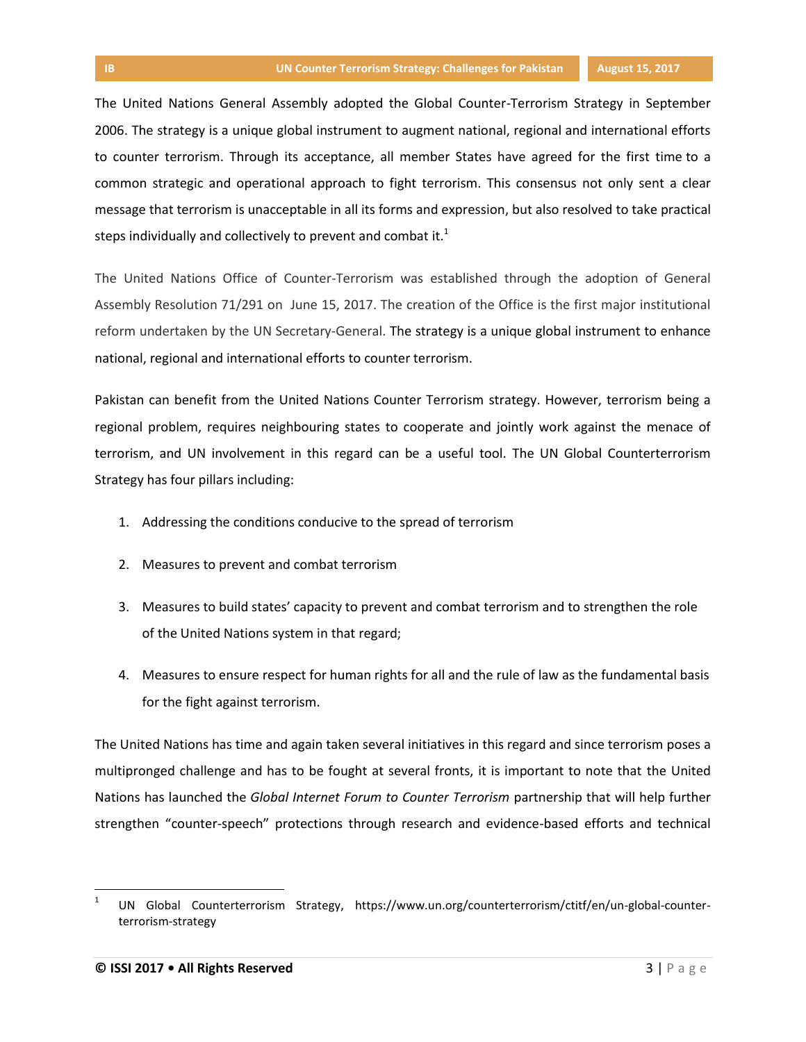The United Nations General Assembly adopted the Global Counter-Terrorism Strategy in September 2006. The strategy is a unique global instrument to augment national, regional and international efforts to counter terrorism. Through its acceptance, all member States have agreed for the first time to a common strategic and operational approach to fight terrorism. This consensus not only sent a clear message that terrorism is unacceptable in all its forms and expression, but also resolved to take practical steps individually and collectively to prevent and combat it.[1]

The United Nations Office of Counter-Terrorism was established through the adoption of General Assembly Resolution 71/291 on June 15, 2017. The creation of the Office is the first major institutional reform undertaken by the UN Secretary-General. The strategy is a unique global instrument to enhance national, regional and international efforts to counter terrorism.

Pakistan can benefit from the United Nations Counter Terrorism strategy. However, terrorism being a regional problem, requires neighbouring states to cooperate and jointly work against the menace of terrorism, and UN involvement in this regard can be a useful tool. The UN Global Counterterrorism Strategy has four pillars including:

1. Addressing the conditions conducive to the spread of terrorism
2. Measures to prevent and combat terrorism
3. Measures to build states' capacity to prevent and combat terrorism and to strengthen the role of the United Nations system in that regard;
4. Measures to ensure respect for human rights for all and the rule of law as the fundamental basis for the fight against terrorism.

The United Nations has time and again taken several initiatives in this regard and since terrorism poses a multipronged challenge and has to be fought at several fronts, it is important to note that the United Nations has launched the *Global Internet Forum to Counter Terrorism* partnership that will help further strengthen "counter-speech" protections through research and evidence-based efforts and technical

---

[1] UN Global Counterterrorism Strategy, https://www.un.org/counterterrorism/ctitf/en/un-global-counter-terrorism-strategy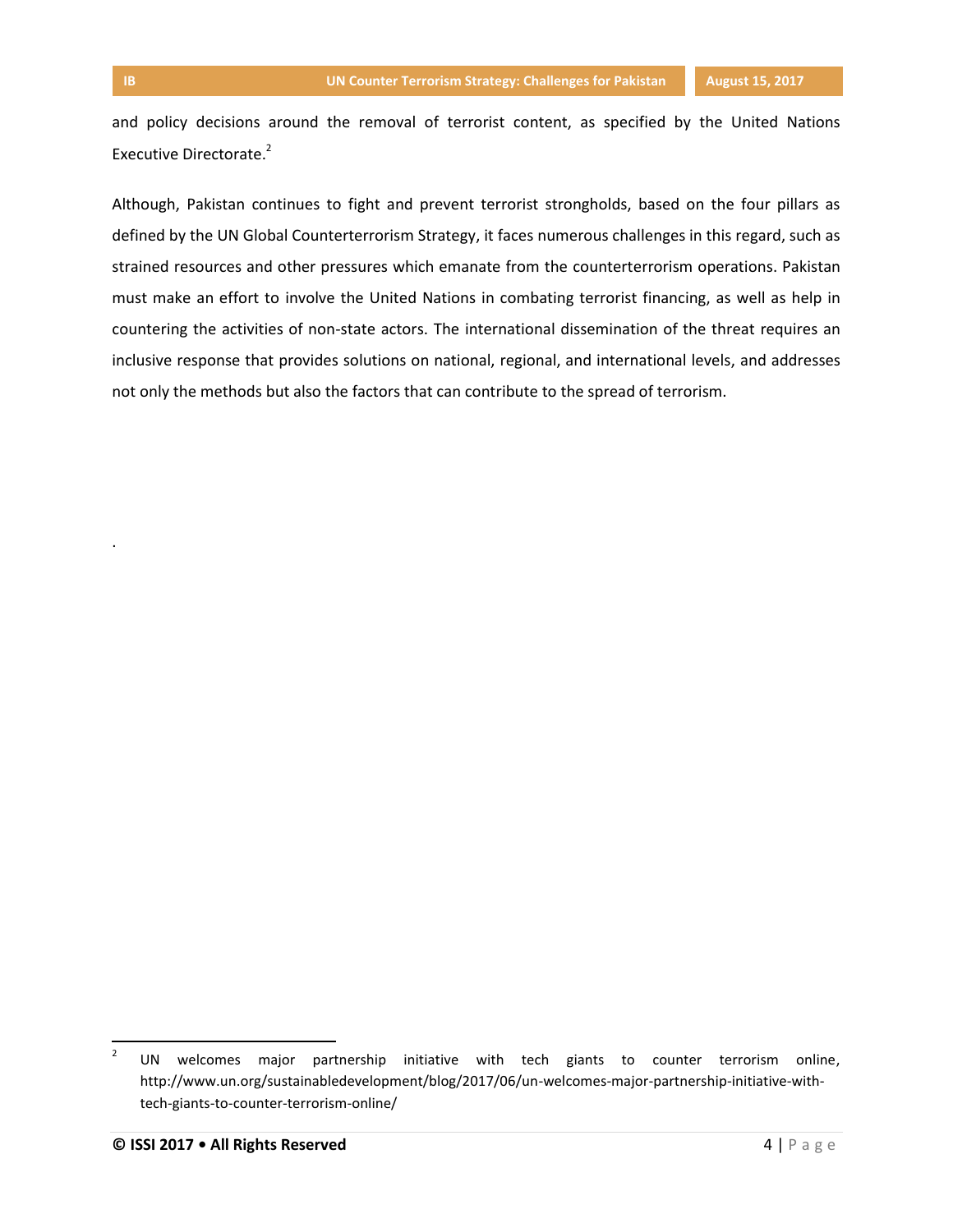and policy decisions around the removal of terrorist content, as specified by the United Nations Executive Directorate.[2]

Although, Pakistan continues to fight and prevent terrorist strongholds, based on the four pillars as defined by the UN Global Counterterrorism Strategy, it faces numerous challenges in this regard, such as strained resources and other pressures which emanate from the counterterrorism operations. Pakistan must make an effort to involve the United Nations in combating terrorist financing, as well as help in countering the activities of non-state actors. The international dissemination of the threat requires an inclusive response that provides solutions on national, regional, and international levels, and addresses not only the methods but also the factors that can contribute to the spread of terrorism.

.

---

[2] UN welcomes major partnership initiative with tech giants to counter terrorism online, http://www.un.org/sustainabledevelopment/blog/2017/06/un-welcomes-major-partnership-initiative-with-tech-giants-to-counter-terrorism-online/